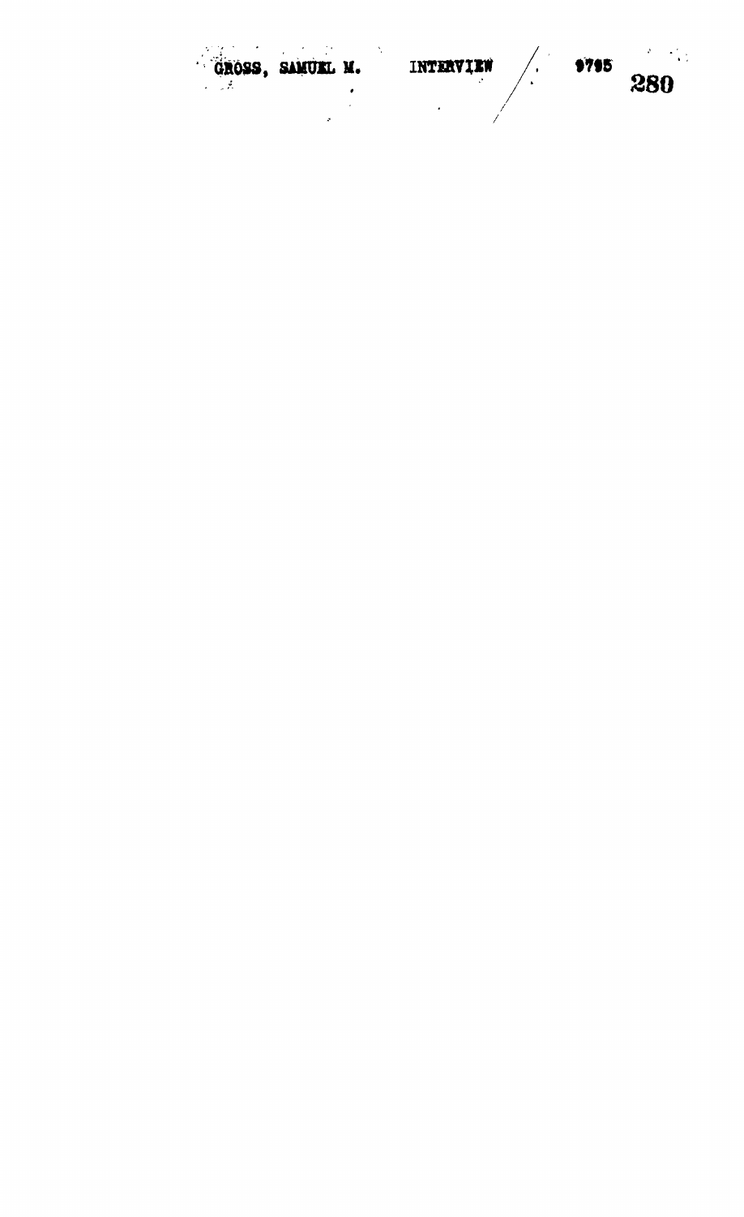GROSS, SAMUEL M. INTERVIEW 9795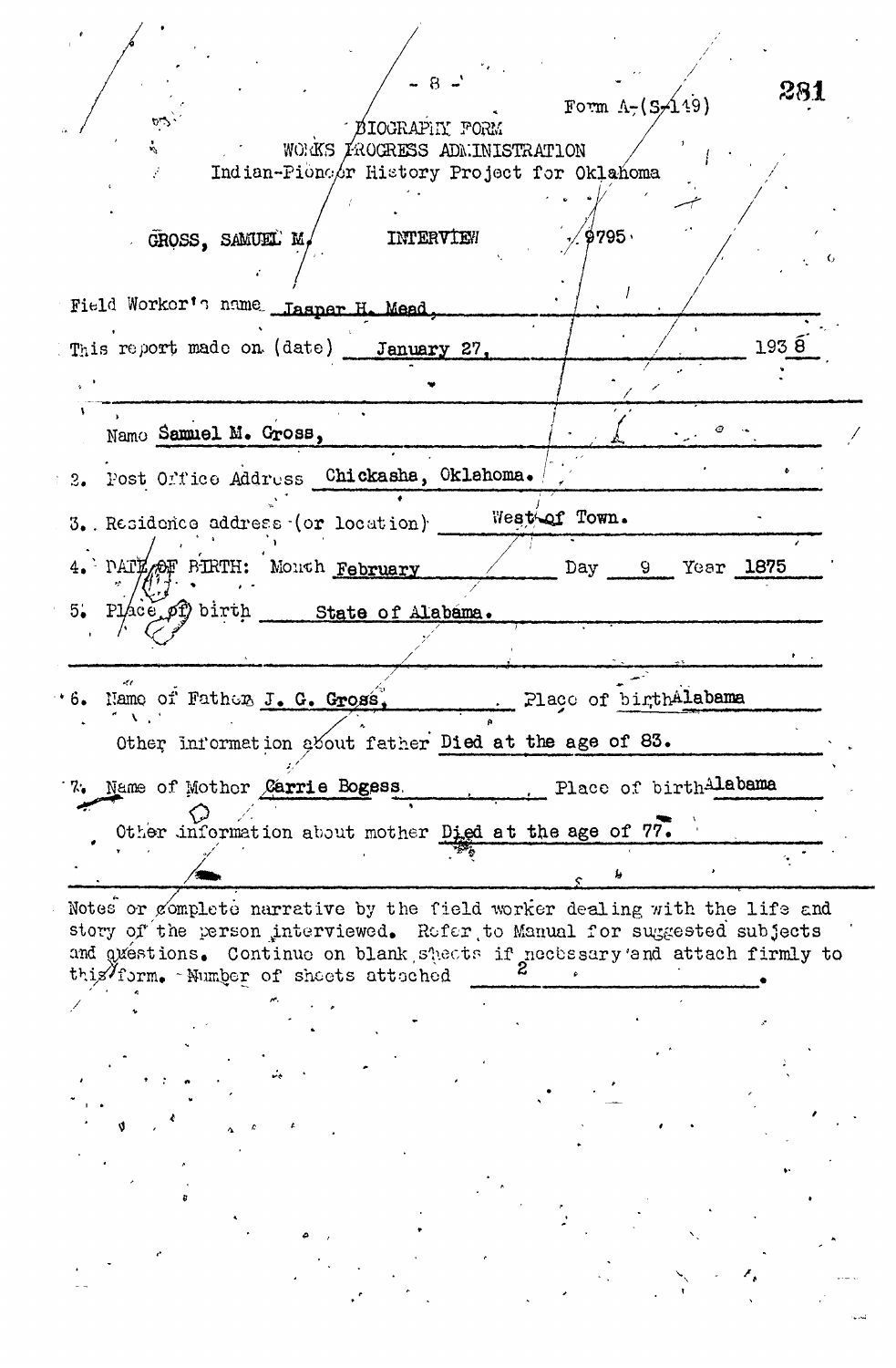Form A-(S-149)

BIOGRAPHY FORM
WORKS PROGRESS ADMINISTRATION
Indian-Pioneer History Project for Oklahoma

GROSS, SAMUEL M. INTERVIEW 9795

Field Worker's name Jasper H. Mead.

This report made on (date) January 27, 1938

Name Samuel M. Gross,

2. Post Office Address Chickasha, Oklahoma.

3. Residence address (or location) West of Town.

4. DATE OF BIRTH: Month February Day 9 Year 1875

5. Place of birth State of Alabama.

6. Name of Father J. G. Gross, Place of birth Alabama

   Other information about father Died at the age of 83.

7. Name of Mother Carrie Bogess. Place of birth Alabama

   Other information about mother Died at the age of 77.

Notes or complete narrative by the field worker dealing with the life and story of the person interviewed. Refer to Manual for suggested subjects and questions. Continue on blank sheets if necessary and attach firmly to this form. Number of sheets attached 2.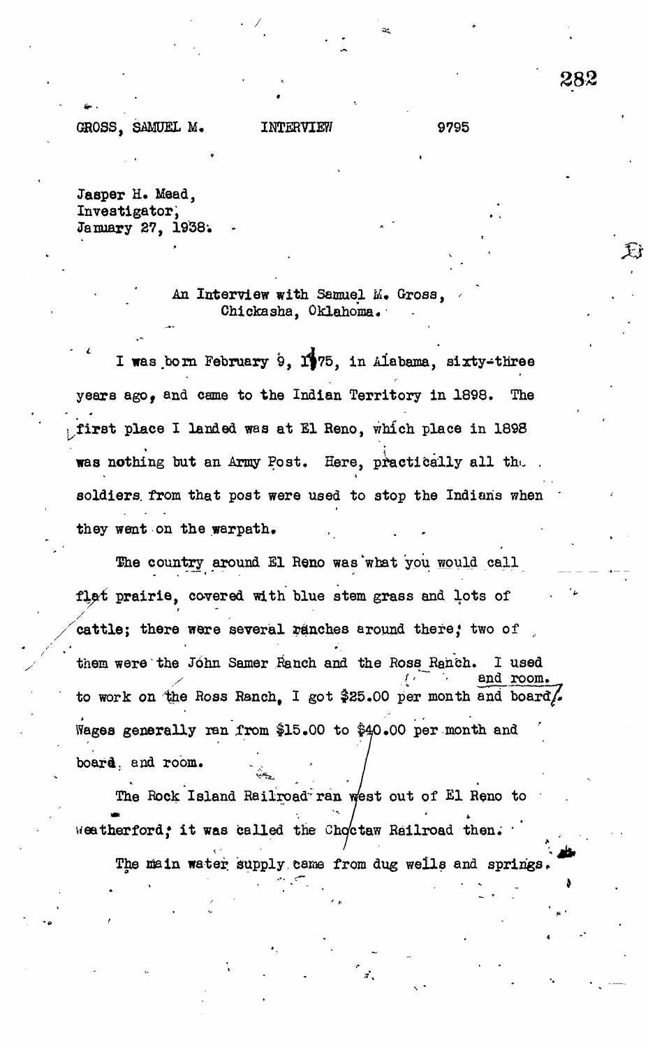GROSS, SAMUEL M. INTERVIEW 9795

Jasper H. Mead,
Investigator,
January 27, 1938.

An Interview with Samuel M. Gross,
Chickasha, Oklahoma.

I was born February 9, 1875, in Alabama, sixty-three years ago, and came to the Indian Territory in 1898. The first place I landed was at El Reno, which place in 1898 was nothing but an Army Post. Here, practically all the soldiers from that post were used to stop the Indians when they went on the warpath.

The country around El Reno was what you would call flat prairie, covered with blue stem grass and lots of cattle; there were several ranches around there; two of them were the John Samer Ranch and the Ross Ranch. I used to work on the Ross Ranch, I got $25.00 per month and board and room. Wages generally ran from $15.00 to $40.00 per month and board and room.

The Rock Island Railroad ran west out of El Reno to Weatherford; it was called the Choctaw Railroad then.

The main water supply came from dug wells and springs.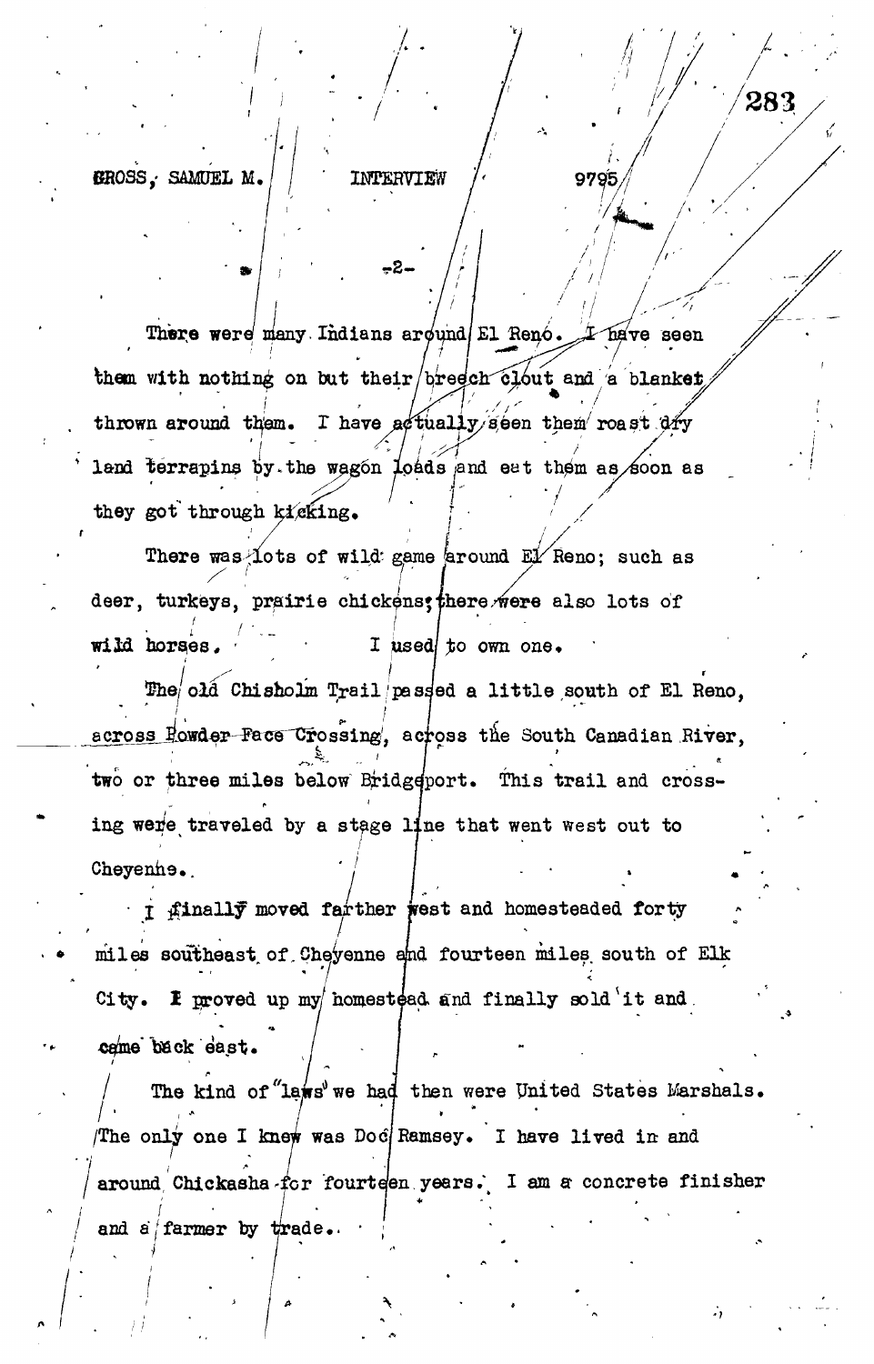There were many Indians around El Reno. I have seen them with nothing on but their breech clout and a blanket thrown around them. I have actually seen them roast dry land terrapins by the wagon loads and eat them as soon as they got through kicking.

There was lots of wild game around El Reno; such as deer, turkeys, prairie chickens; there were also lots of wild horses. I used to own one.

The old Chisholm Trail passed a little south of El Reno, across Powder Face Crossing, across the South Canadian River, two or three miles below Bridgeport. This trail and crossing were traveled by a stage line that went west out to Cheyenne.

I finally moved farther west and homesteaded forty miles southeast of Cheyenne and fourteen miles south of Elk City. I proved up my homestead and finally sold it and came back east.

The kind of "laws" we had then were United States Marshals. The only one I knew was Doc Ramsey. I have lived in and around Chickasha for fourteen years. I am a concrete finisher and a farmer by trade.